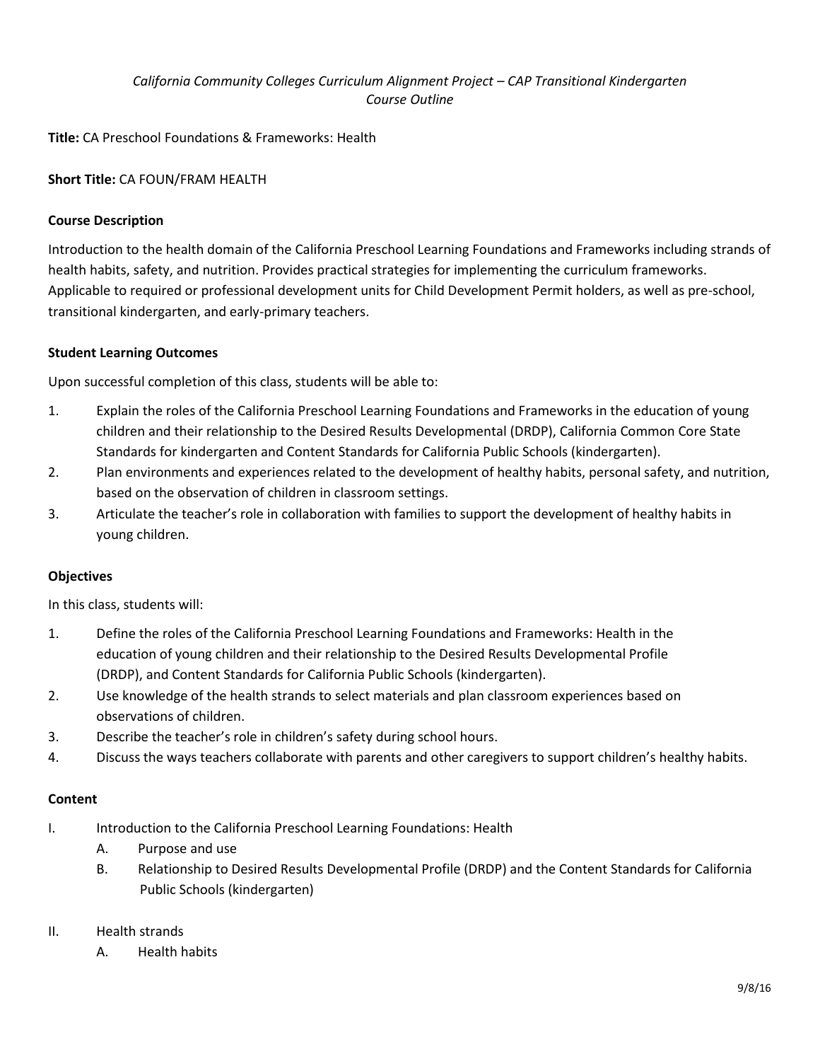*California Community Colleges Curriculum Alignment Project – CAP Transitional Kindergarten*
*Course Outline*

**Title:** CA Preschool Foundations & Frameworks: Health

**Short Title:** CA FOUN/FRAM HEALTH

**Course Description**

Introduction to the health domain of the California Preschool Learning Foundations and Frameworks including strands of health habits, safety, and nutrition. Provides practical strategies for implementing the curriculum frameworks. Applicable to required or professional development units for Child Development Permit holders, as well as pre-school, transitional kindergarten, and early-primary teachers.

**Student Learning Outcomes**

Upon successful completion of this class, students will be able to:

1. Explain the roles of the California Preschool Learning Foundations and Frameworks in the education of young children and their relationship to the Desired Results Developmental (DRDP), California Common Core State Standards for kindergarten and Content Standards for California Public Schools (kindergarten).
2. Plan environments and experiences related to the development of healthy habits, personal safety, and nutrition, based on the observation of children in classroom settings.
3. Articulate the teacher's role in collaboration with families to support the development of healthy habits in young children.

**Objectives**

In this class, students will:

1. Define the roles of the California Preschool Learning Foundations and Frameworks: Health in the education of young children and their relationship to the Desired Results Developmental Profile (DRDP), and Content Standards for California Public Schools (kindergarten).
2. Use knowledge of the health strands to select materials and plan classroom experiences based on observations of children.
3. Describe the teacher's role in children's safety during school hours.
4. Discuss the ways teachers collaborate with parents and other caregivers to support children's healthy habits.

**Content**

I. Introduction to the California Preschool Learning Foundations: Health
   A. Purpose and use
   B. Relationship to Desired Results Developmental Profile (DRDP) and the Content Standards for California Public Schools (kindergarten)

II. Health strands
   A. Health habits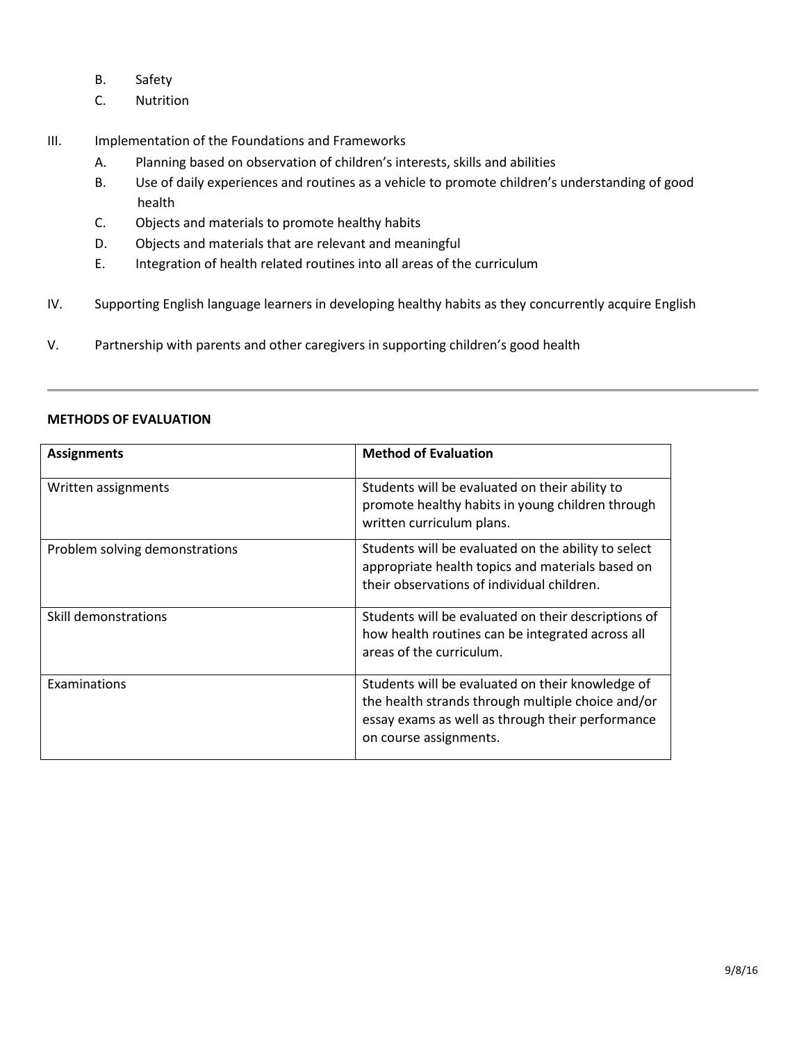B. Safety
C. Nutrition

III. Implementation of the Foundations and Frameworks
   A. Planning based on observation of children's interests, skills and abilities
   B. Use of daily experiences and routines as a vehicle to promote children's understanding of good health
   C. Objects and materials to promote healthy habits
   D. Objects and materials that are relevant and meaningful
   E. Integration of health related routines into all areas of the curriculum

IV. Supporting English language learners in developing healthy habits as they concurrently acquire English

V. Partnership with parents and other caregivers in supporting children's good health

---

**METHODS OF EVALUATION**

| **Assignments** | **Method of Evaluation** |
|---|---|
| Written assignments | Students will be evaluated on their ability to promote healthy habits in young children through written curriculum plans. |
| Problem solving demonstrations | Students will be evaluated on the ability to select appropriate health topics and materials based on their observations of individual children. |
| Skill demonstrations | Students will be evaluated on their descriptions of how health routines can be integrated across all areas of the curriculum. |
| Examinations | Students will be evaluated on their knowledge of the health strands through multiple choice and/or essay exams as well as through their performance on course assignments. |

9/8/16